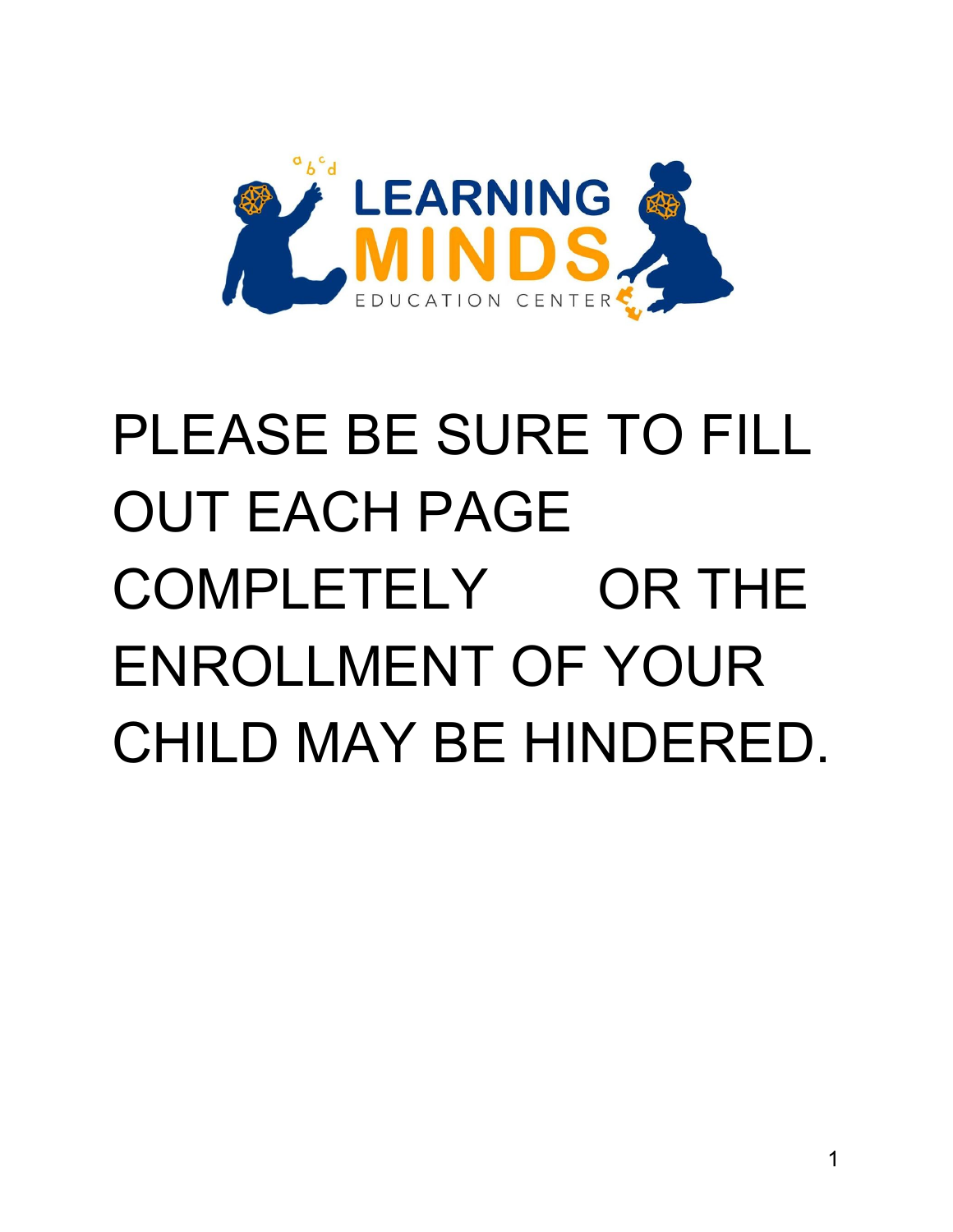LEARNING MINDS

EDUCATION CENTER

# PLEASE BE SURE TO FILL OUT EACH PAGE COMPLETELY OR THE ENROLLMENT OF YOUR CHILD MAY BE HINDERED.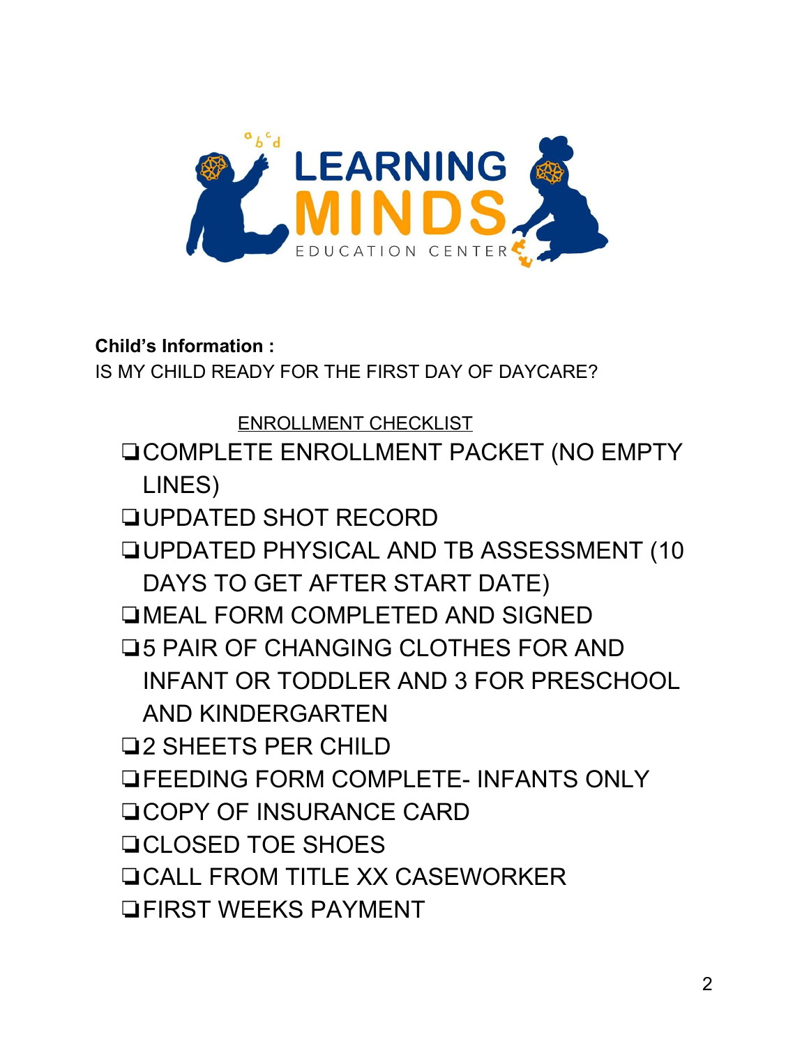**Child's Information :**

IS MY CHILD READY FOR THE FIRST DAY OF DAYCARE?

<u>ENROLLMENT CHECKLIST</u>

- ❏ COMPLETE ENROLLMENT PACKET (NO EMPTY LINES)
- ❏ UPDATED SHOT RECORD
- ❏ UPDATED PHYSICAL AND TB ASSESSMENT (10 DAYS TO GET AFTER START DATE)
- ❏ MEAL FORM COMPLETED AND SIGNED
- ❏ 5 PAIR OF CHANGING CLOTHES FOR AND INFANT OR TODDLER AND 3 FOR PRESCHOOL AND KINDERGARTEN
- ❏ 2 SHEETS PER CHILD
- ❏ FEEDING FORM COMPLETE- INFANTS ONLY
- ❏ COPY OF INSURANCE CARD
- ❏ CLOSED TOE SHOES
- ❏ CALL FROM TITLE XX CASEWORKER
- ❏ FIRST WEEKS PAYMENT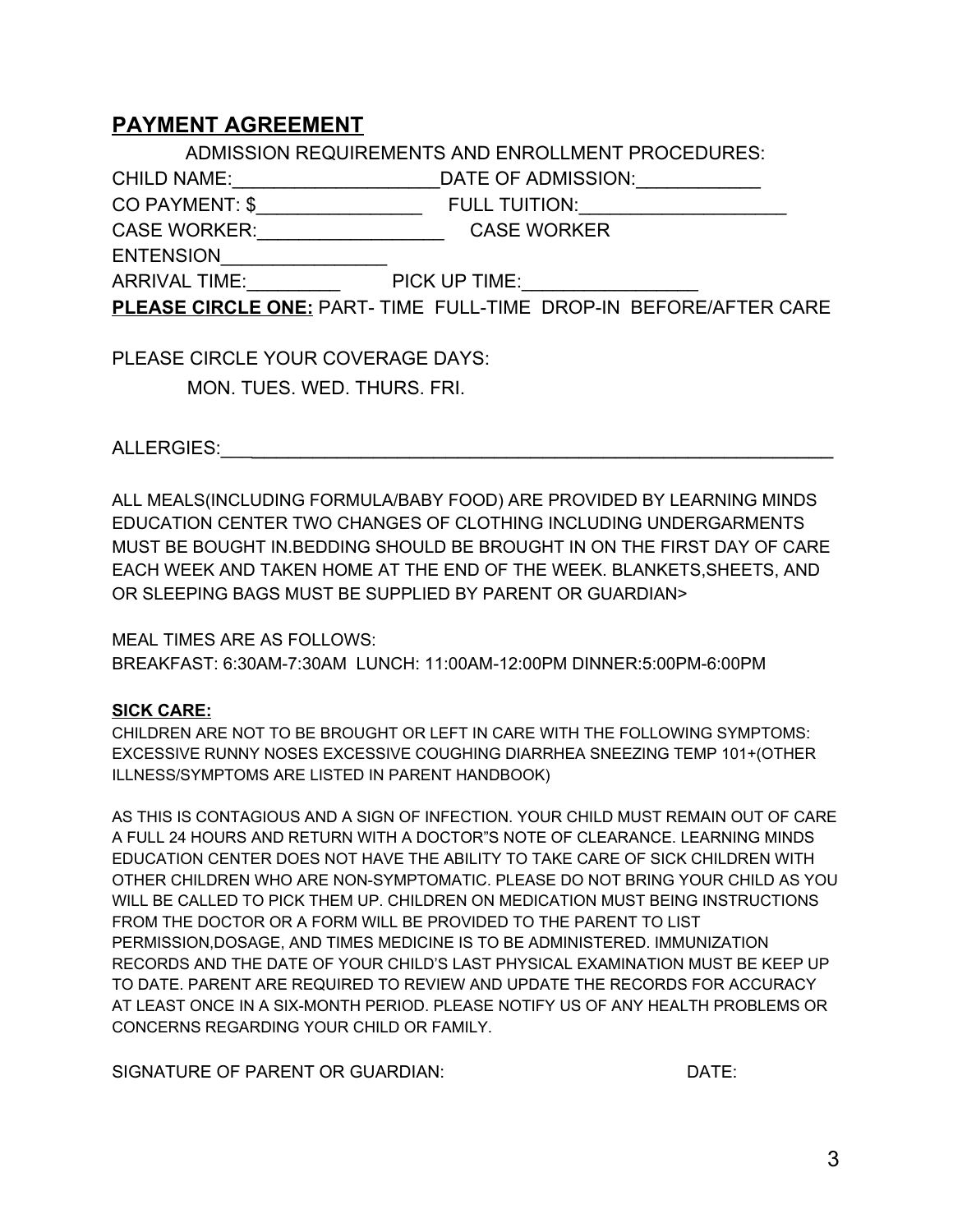## PAYMENT AGREEMENT

ADMISSION REQUIREMENTS AND ENROLLMENT PROCEDURES:

CHILD NAME:____________________DATE OF ADMISSION:____________

CO PAYMENT: $_________________ FULL TUITION:____________________

CASE WORKER:__________________ CASE WORKER ENTENSION________________

ARRIVAL TIME:_________ PICK UP TIME:_________________

**PLEASE CIRCLE ONE:** PART- TIME FULL-TIME DROP-IN BEFORE/AFTER CARE

PLEASE CIRCLE YOUR COVERAGE DAYS:

MON. TUES. WED. THURS. FRI.

ALLERGIES:___________________________________________________________

ALL MEALS(INCLUDING FORMULA/BABY FOOD) ARE PROVIDED BY LEARNING MINDS EDUCATION CENTER TWO CHANGES OF CLOTHING INCLUDING UNDERGARMENTS MUST BE BOUGHT IN.BEDDING SHOULD BE BROUGHT IN ON THE FIRST DAY OF CARE EACH WEEK AND TAKEN HOME AT THE END OF THE WEEK. BLANKETS,SHEETS, AND OR SLEEPING BAGS MUST BE SUPPLIED BY PARENT OR GUARDIAN>

MEAL TIMES ARE AS FOLLOWS:
BREAKFAST: 6:30AM-7:30AM LUNCH: 11:00AM-12:00PM DINNER:5:00PM-6:00PM

**SICK CARE:**

CHILDREN ARE NOT TO BE BROUGHT OR LEFT IN CARE WITH THE FOLLOWING SYMPTOMS: EXCESSIVE RUNNY NOSES EXCESSIVE COUGHING DIARRHEA SNEEZING TEMP 101+(OTHER ILLNESS/SYMPTOMS ARE LISTED IN PARENT HANDBOOK)

AS THIS IS CONTAGIOUS AND A SIGN OF INFECTION. YOUR CHILD MUST REMAIN OUT OF CARE A FULL 24 HOURS AND RETURN WITH A DOCTOR"S NOTE OF CLEARANCE. LEARNING MINDS EDUCATION CENTER DOES NOT HAVE THE ABILITY TO TAKE CARE OF SICK CHILDREN WITH OTHER CHILDREN WHO ARE NON-SYMPTOMATIC. PLEASE DO NOT BRING YOUR CHILD AS YOU WILL BE CALLED TO PICK THEM UP. CHILDREN ON MEDICATION MUST BEING INSTRUCTIONS FROM THE DOCTOR OR A FORM WILL BE PROVIDED TO THE PARENT TO LIST PERMISSION,DOSAGE, AND TIMES MEDICINE IS TO BE ADMINISTERED. IMMUNIZATION RECORDS AND THE DATE OF YOUR CHILD'S LAST PHYSICAL EXAMINATION MUST BE KEEP UP TO DATE. PARENT ARE REQUIRED TO REVIEW AND UPDATE THE RECORDS FOR ACCURACY AT LEAST ONCE IN A SIX-MONTH PERIOD. PLEASE NOTIFY US OF ANY HEALTH PROBLEMS OR CONCERNS REGARDING YOUR CHILD OR FAMILY.

SIGNATURE OF PARENT OR GUARDIAN: DATE: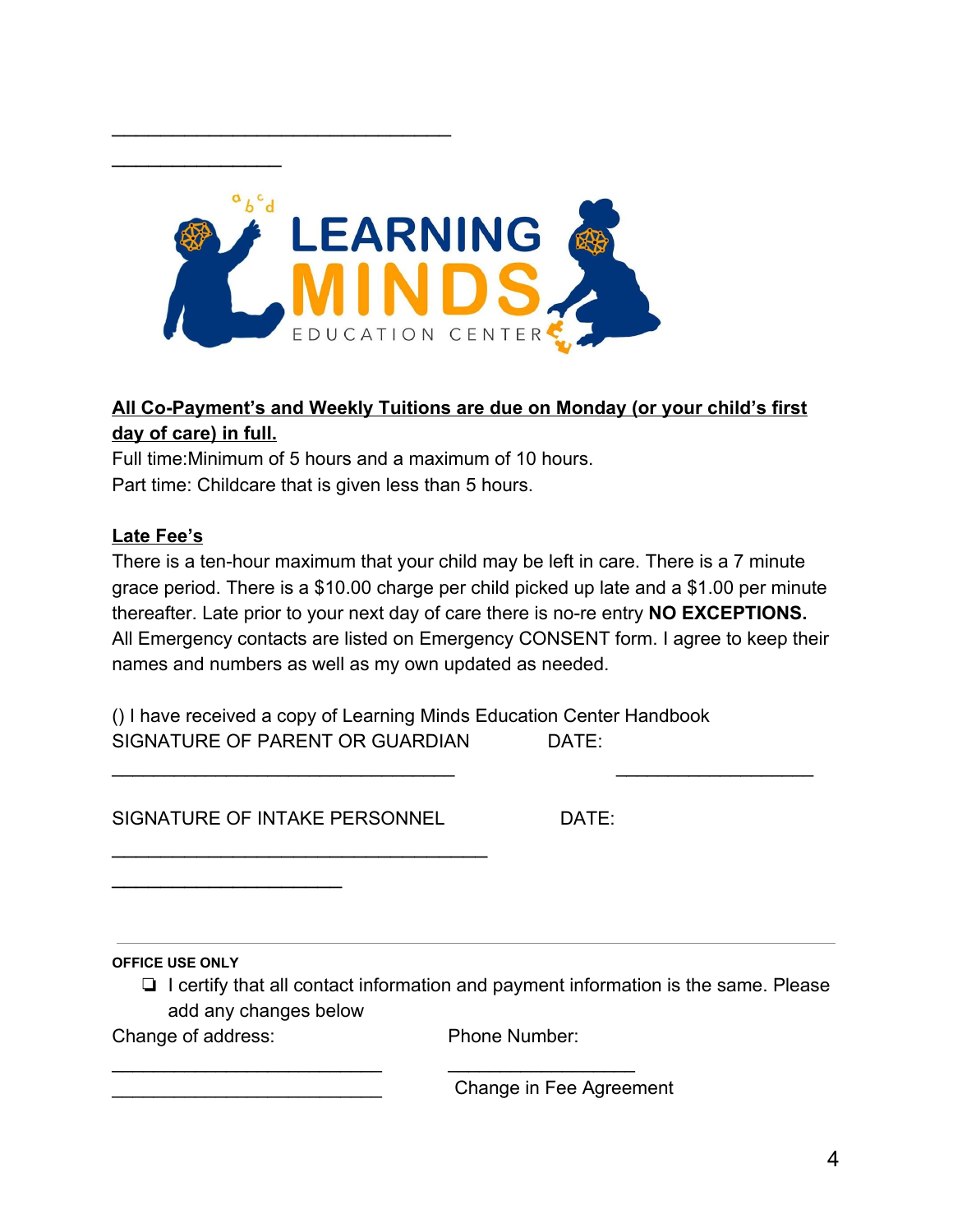_______________________________

_______________

**LEARNING MINDS**
EDUCATION CENTER

**<u>All Co-Payment's and Weekly Tuitions are due on Monday (or your child's first day of care) in full.</u>**

Full time:Minimum of 5 hours and a maximum of 10 hours.

Part time: Childcare that is given less than 5 hours.

**<u>Late Fee's</u>**

There is a ten-hour maximum that your child may be left in care. There is a 7 minute grace period. There is a $10.00 charge per child picked up late and a $1.00 per minute thereafter. Late prior to your next day of care there is no-re entry **NO EXCEPTIONS.** All Emergency contacts are listed on Emergency CONSENT form. I agree to keep their names and numbers as well as my own updated as needed.

() I have received a copy of Learning Minds Education Center Handbook

SIGNATURE OF PARENT OR GUARDIAN DATE:

_______________________________ __________________

SIGNATURE OF INTAKE PERSONNEL DATE:

__________________________________

_____________________

---

**OFFICE USE ONLY**

- ❏ I certify that all contact information and payment information is the same. Please add any changes below

Change of address: Phone Number:

_________________________ _________________

_________________________ Change in Fee Agreement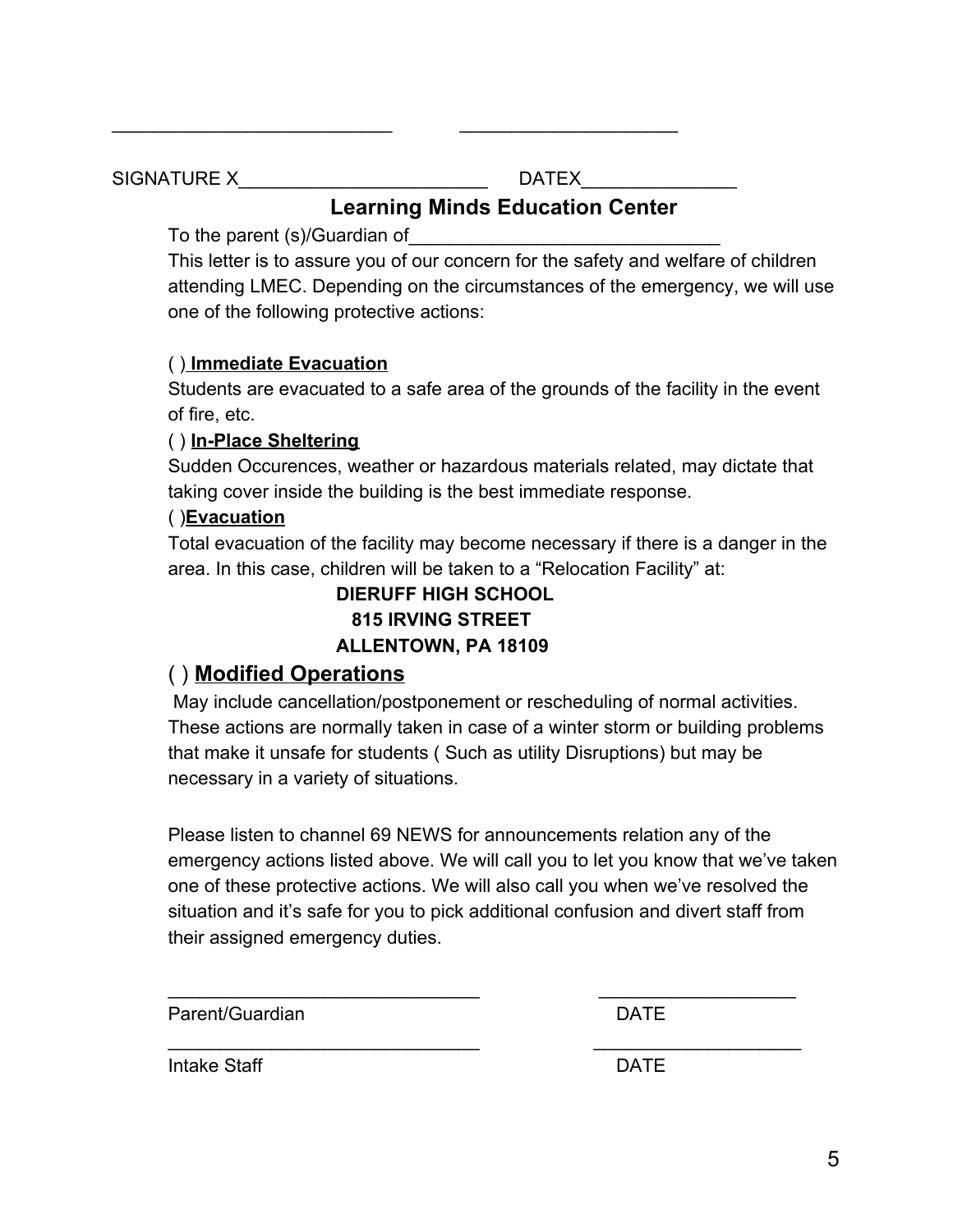___________________________ _____________________

SIGNATURE X________________________ DATEX_______________

## Learning Minds Education Center

To the parent (s)/Guardian of_______________________________

This letter is to assure you of our concern for the safety and welfare of children attending LMEC. Depending on the circumstances of the emergency, we will use one of the following protective actions:

( ) **Immediate Evacuation**

Students are evacuated to a safe area of the grounds of the facility in the event of fire, etc.

( ) **In-Place Sheltering**

Sudden Occurences, weather or hazardous materials related, may dictate that taking cover inside the building is the best immediate response.

( )**Evacuation**

Total evacuation of the facility may become necessary if there is a danger in the area. In this case, children will be taken to a "Relocation Facility" at:

**DIERUFF HIGH SCHOOL**
**815 IRVING STREET**
**ALLENTOWN, PA 18109**

### ( ) Modified Operations

May include cancellation/postponement or rescheduling of normal activities. These actions are normally taken in case of a winter storm or building problems that make it unsafe for students ( Such as utility Disruptions) but may be necessary in a variety of situations.

Please listen to channel 69 NEWS for announcements relation any of the emergency actions listed above. We will call you to let you know that we've taken one of these protective actions. We will also call you when we've resolved the situation and it's safe for you to pick additional confusion and divert staff from their assigned emergency duties.

_______________________________ ____________________

Parent/Guardian DATE

_______________________________ _____________________

Intake Staff DATE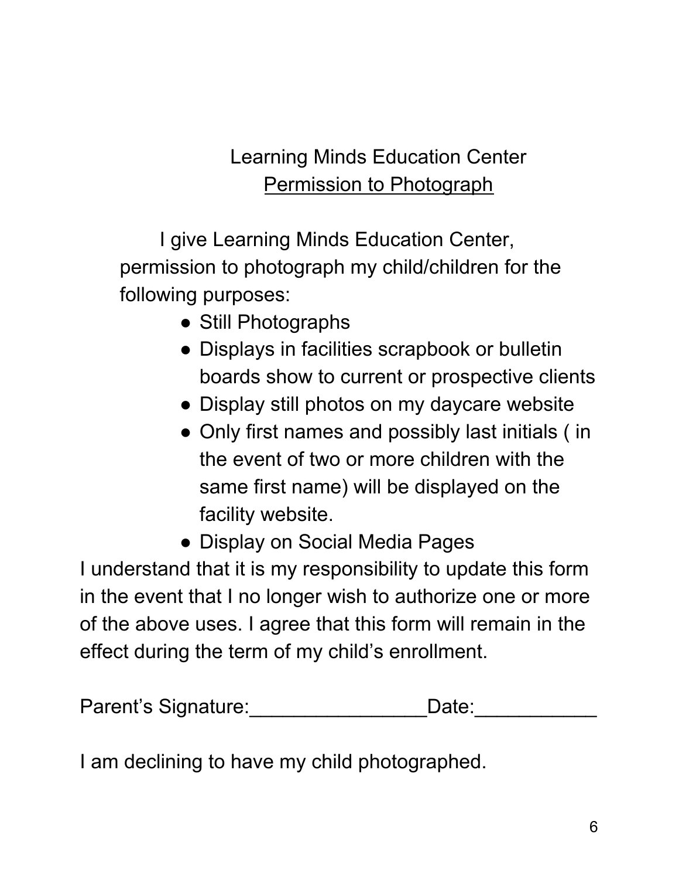# Learning Minds Education Center

## Permission to Photograph

I give Learning Minds Education Center, permission to photograph my child/children for the following purposes:

- Still Photographs
- Displays in facilities scrapbook or bulletin boards show to current or prospective clients
- Display still photos on my daycare website
- Only first names and possibly last initials ( in the event of two or more children with the same first name) will be displayed on the facility website.
- Display on Social Media Pages

I understand that it is my responsibility to update this form in the event that I no longer wish to authorize one or more of the above uses. I agree that this form will remain in the effect during the term of my child's enrollment.

Parent's Signature:________________Date:___________

I am declining to have my child photographed.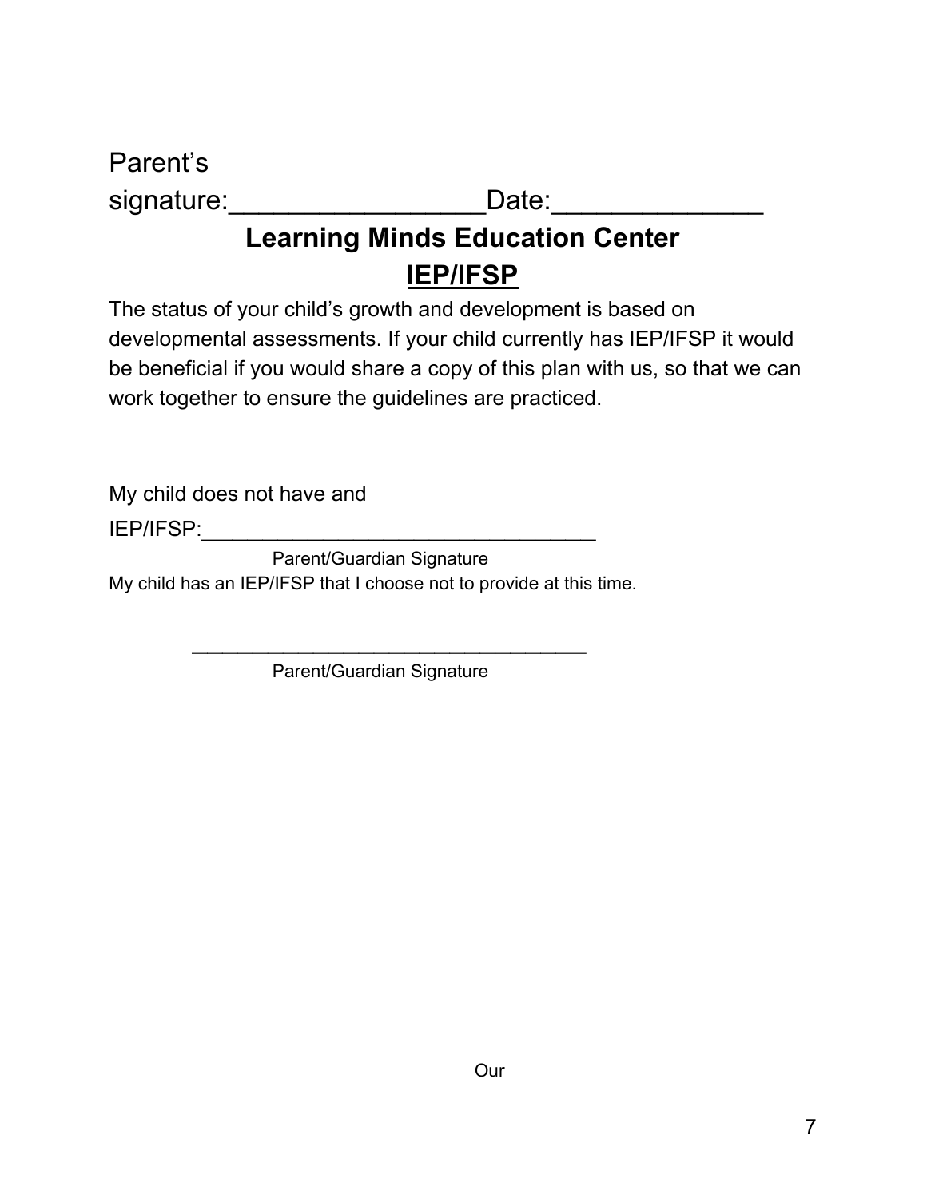Parent's signature:_________________Date:______________

## Learning Minds Education Center

## IEP/IFSP

The status of your child's growth and development is based on developmental assessments. If your child currently has IEP/IFSP it would be beneficial if you would share a copy of this plan with us, so that we can work together to ensure the guidelines are practiced.

My child does not have and IEP/IFSP:_________________________________

Parent/Guardian Signature

My child has an IEP/IFSP that I choose not to provide at this time.

_________________________________

Parent/Guardian Signature

Our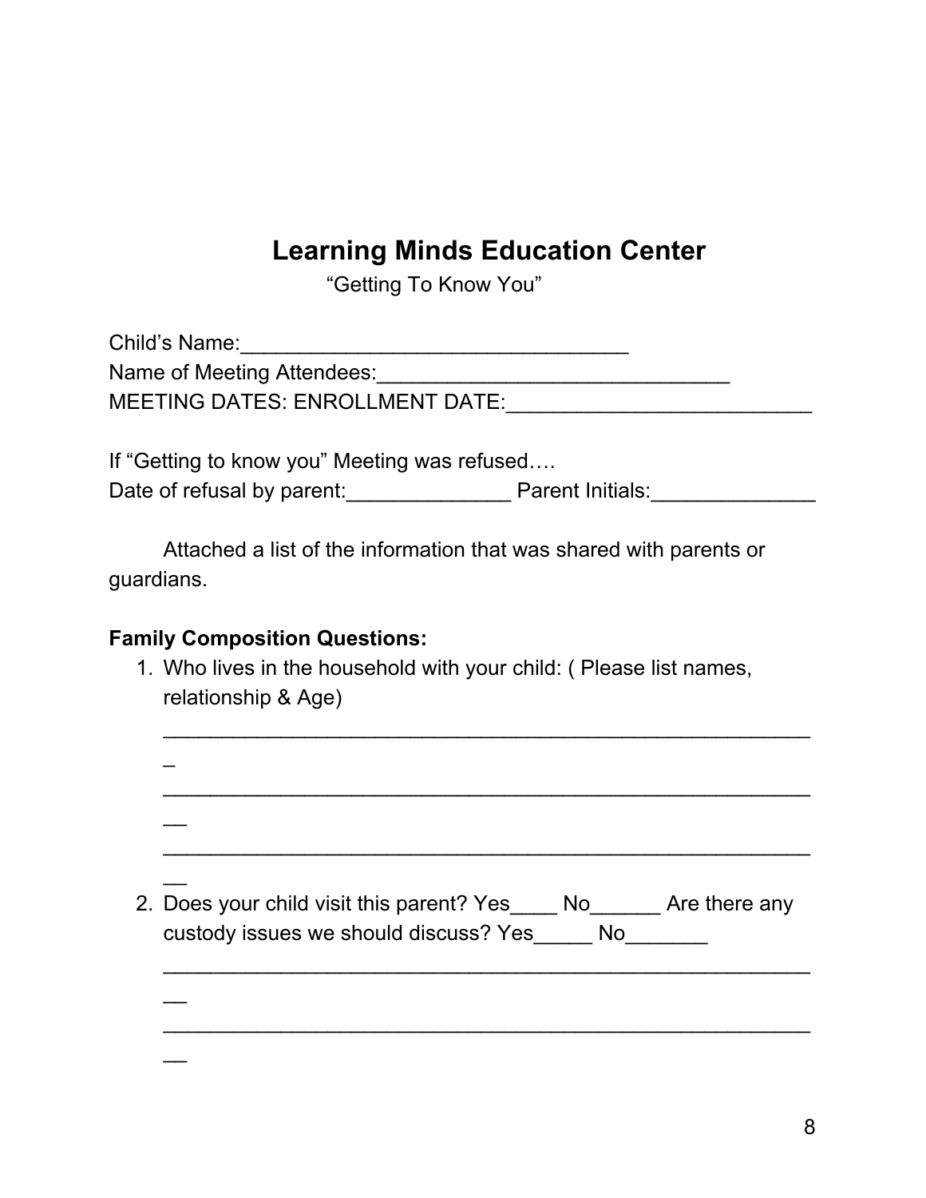# Learning Minds Education Center

"Getting To Know You"

Child's Name:_________________________________

Name of Meeting Attendees:______________________________

MEETING DATES: ENROLLMENT DATE:__________________________

If "Getting to know you" Meeting was refused….

Date of refusal by parent:______________ Parent Initials:______________

Attached a list of the information that was shared with parents or guardians.

**Family Composition Questions:**

1. Who lives in the household with your child: ( Please list names, relationship & Age)

   _________________________________________________________

   _________________________________________________________

   _________________________________________________________

2. Does your child visit this parent? Yes____ No______ Are there any custody issues we should discuss? Yes_____ No_______

   _________________________________________________________

   _________________________________________________________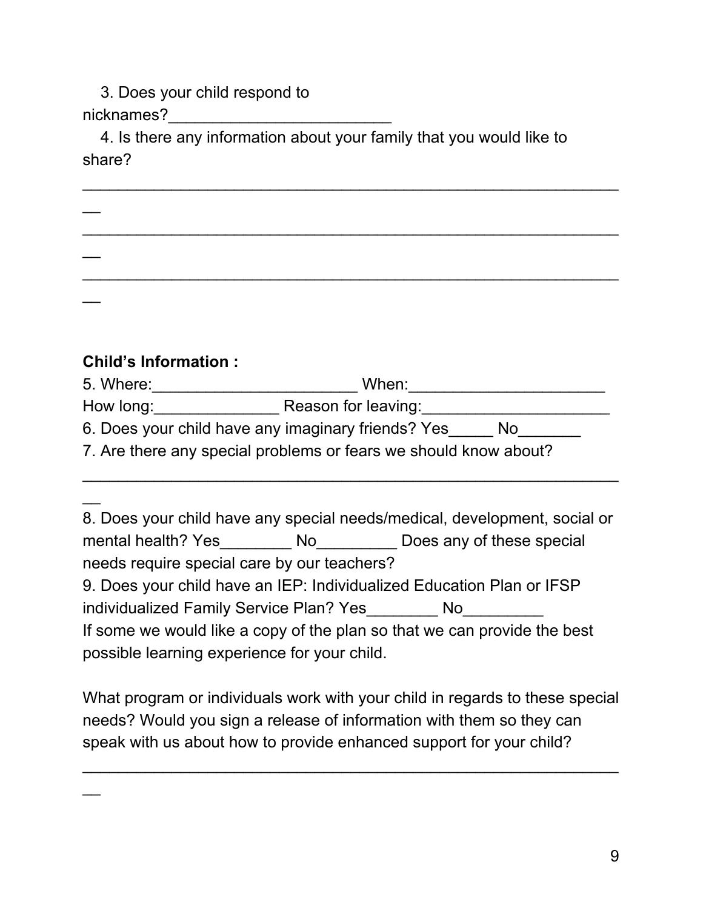3. Does your child respond to nicknames?_________________________

4. Is there any information about your family that you would like to share?

___________________________________________________________

___________________________________________________________

___________________________________________________________

**Child's Information :**

5. Where:_______________________ When:______________________
How long:______________ Reason for leaving:_____________________

6. Does your child have any imaginary friends? Yes_____ No_______

7. Are there any special problems or fears we should know about?

___________________________________________________________

8. Does your child have any special needs/medical, development, social or mental health? Yes________ No_________ Does any of these special needs require special care by our teachers?

9. Does your child have an IEP: Individualized Education Plan or IFSP individualized Family Service Plan? Yes________ No_________
If some we would like a copy of the plan so that we can provide the best possible learning experience for your child.

What program or individuals work with your child in regards to these special needs? Would you sign a release of information with them so they can speak with us about how to provide enhanced support for your child?

___________________________________________________________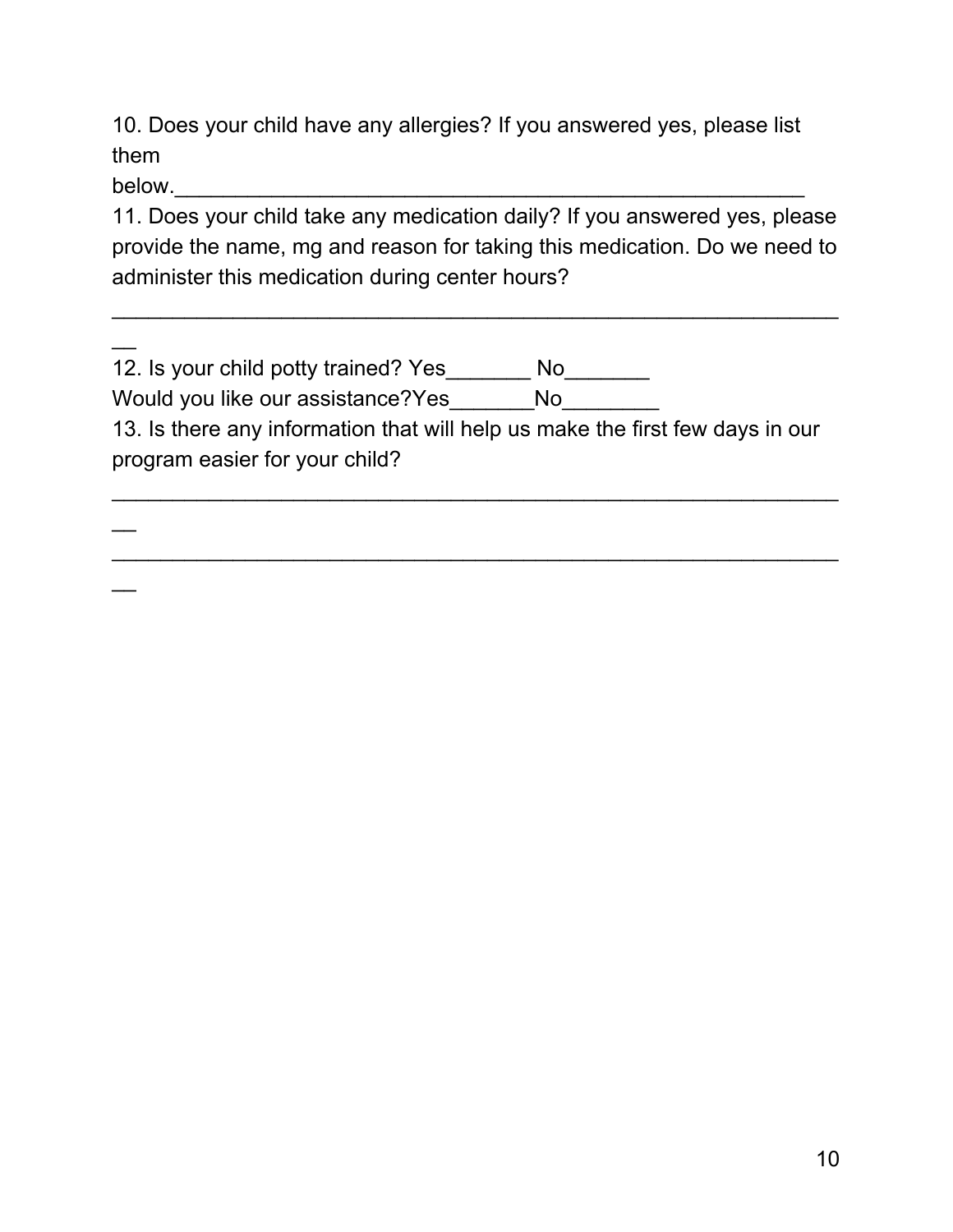10. Does your child have any allergies? If you answered yes, please list them below.______________________________________________________

11. Does your child take any medication daily? If you answered yes, please provide the name, mg and reason for taking this medication. Do we need to administer this medication during center hours?

______________________________________________________________

12. Is your child potty trained? Yes_______ No_______

Would you like our assistance?Yes_______No________

13. Is there any information that will help us make the first few days in our program easier for your child?

______________________________________________________________

______________________________________________________________